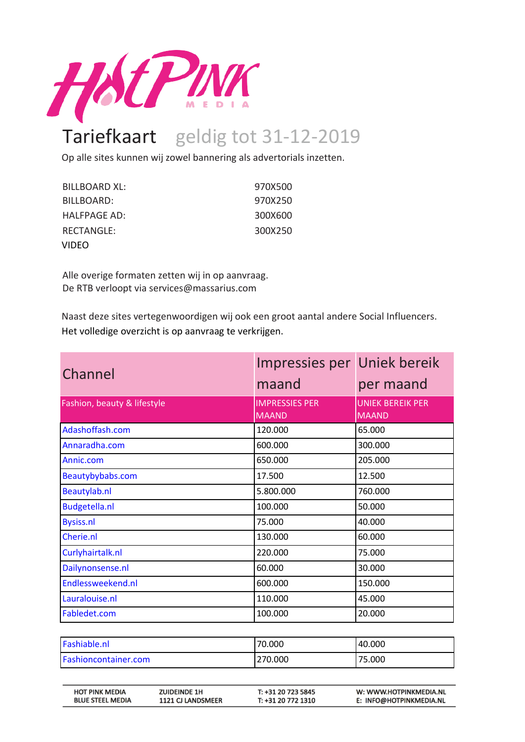# Tariefkaart geldig tot 31-12-2019

Op alle sites kunnen wij zowel bannering als advertorials inzetten.

| | |
|---|---|
| BILLBOARD XL: | 970X500 |
| BILLBOARD: | 970X250 |
| HALFPAGE AD: | 300X600 |
| RECTANGLE: | 300X250 |
| VIDEO | |

Alle overige formaten zetten wij in op aanvraag.
De RTB verloopt via services@massarius.com

Naast deze sites vertegenwoordigen wij ook een groot aantal andere Social Influencers.
Het volledige overzicht is op aanvraag te verkrijgen.

| Channel | Impressies per maand | Uniek bereik per maand |
|---|---|---|
| Fashion, beauty & lifestyle | IMPRESSIES PER MAAND | UNIEK BEREIK PER MAAND |
| Adashoffash.com | 120.000 | 65.000 |
| Annaradha.com | 600.000 | 300.000 |
| Annic.com | 650.000 | 205.000 |
| Beautybybabs.com | 17.500 | 12.500 |
| Beautylab.nl | 5.800.000 | 760.000 |
| Budgetella.nl | 100.000 | 50.000 |
| Bysiss.nl | 75.000 | 40.000 |
| Cherie.nl | 130.000 | 60.000 |
| Curlyhairtalk.nl | 220.000 | 75.000 |
| Dailynonsense.nl | 60.000 | 30.000 |
| Endlessweekend.nl | 600.000 | 150.000 |
| Lauralouise.nl | 110.000 | 45.000 |
| Fabledet.com | 100.000 | 20.000 |
| Fashiable.nl | 70.000 | 40.000 |
| Fashioncontainer.com | 270.000 | 75.000 |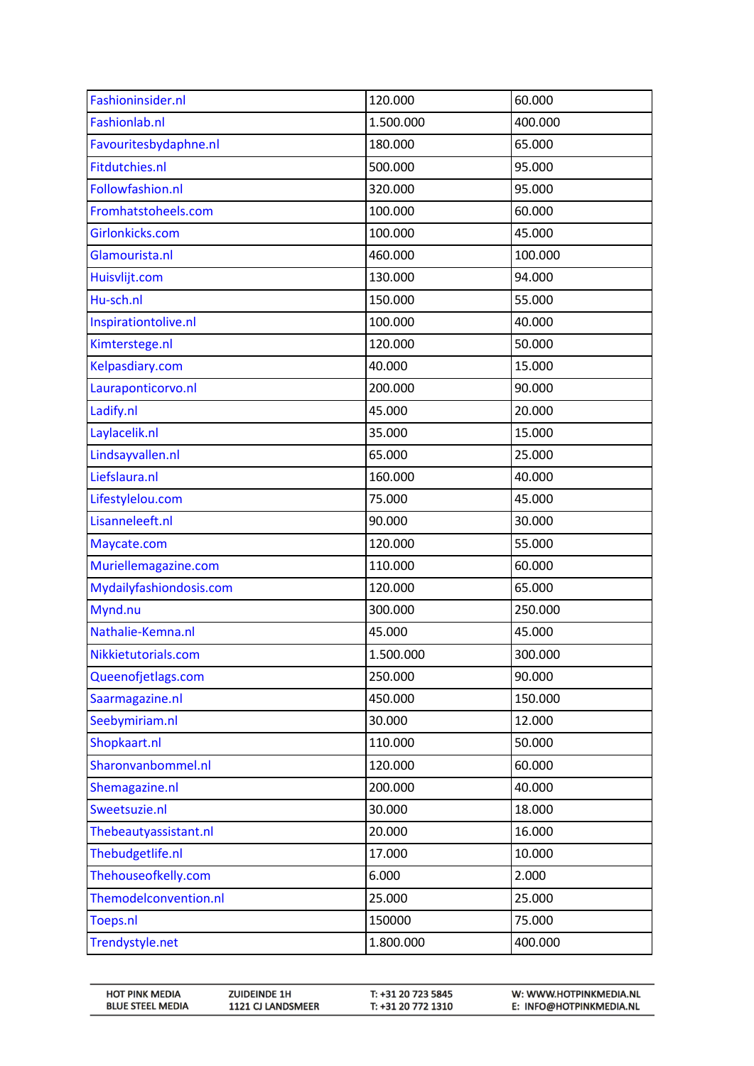| Fashioninsider.nl | 120.000 | 60.000 |
|---|---|---|
| Fashionlab.nl | 1.500.000 | 400.000 |
| Favouritesbydaphne.nl | 180.000 | 65.000 |
| Fitdutchies.nl | 500.000 | 95.000 |
| Followfashion.nl | 320.000 | 95.000 |
| Fromhatstoheels.com | 100.000 | 60.000 |
| Girlonkicks.com | 100.000 | 45.000 |
| Glamourista.nl | 460.000 | 100.000 |
| Huisvlijt.com | 130.000 | 94.000 |
| Hu-sch.nl | 150.000 | 55.000 |
| Inspirationtolive.nl | 100.000 | 40.000 |
| Kimterstege.nl | 120.000 | 50.000 |
| Kelpasdiary.com | 40.000 | 15.000 |
| Lauraponticorvo.nl | 200.000 | 90.000 |
| Ladify.nl | 45.000 | 20.000 |
| Laylacelik.nl | 35.000 | 15.000 |
| Lindsayvallen.nl | 65.000 | 25.000 |
| Liefslaura.nl | 160.000 | 40.000 |
| Lifestylelou.com | 75.000 | 45.000 |
| Lisanneleeft.nl | 90.000 | 30.000 |
| Maycate.com | 120.000 | 55.000 |
| Muriellemagazine.com | 110.000 | 60.000 |
| Mydailyfashiondosis.com | 120.000 | 65.000 |
| Mynd.nu | 300.000 | 250.000 |
| Nathalie-Kemna.nl | 45.000 | 45.000 |
| Nikkietutorials.com | 1.500.000 | 300.000 |
| Queenofjetlags.com | 250.000 | 90.000 |
| Saarmagazine.nl | 450.000 | 150.000 |
| Seebymiriam.nl | 30.000 | 12.000 |
| Shopkaart.nl | 110.000 | 50.000 |
| Sharonvanbommel.nl | 120.000 | 60.000 |
| Shemagazine.nl | 200.000 | 40.000 |
| Sweetsuzie.nl | 30.000 | 18.000 |
| Thebeautyassistant.nl | 20.000 | 16.000 |
| Thebudgetlife.nl | 17.000 | 10.000 |
| Thehouseofkelly.com | 6.000 | 2.000 |
| Themodelconvention.nl | 25.000 | 25.000 |
| Toeps.nl | 150000 | 75.000 |
| Trendystyle.net | 1.800.000 | 400.000 |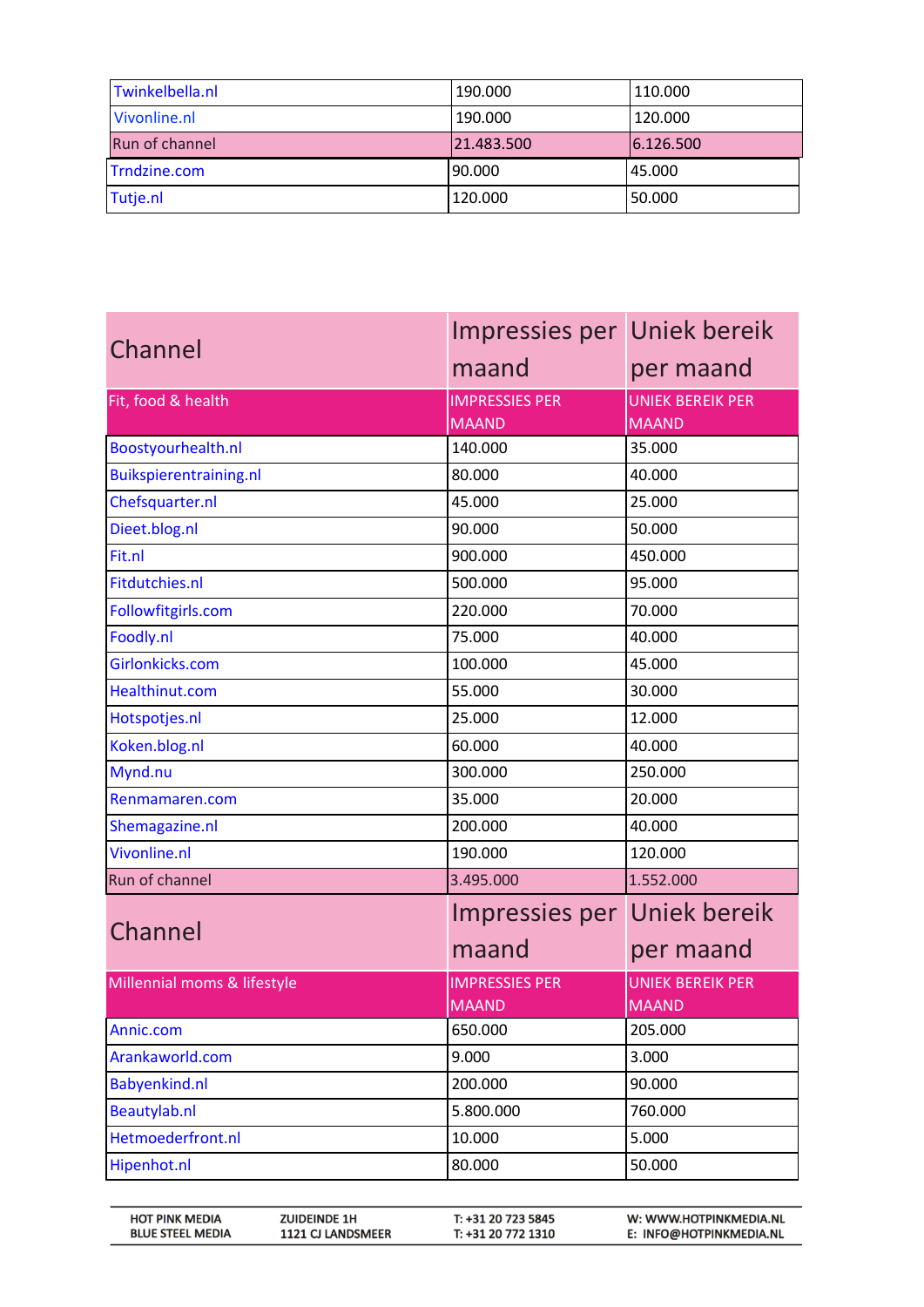| | | |
|---|---|---|
| Twinkelbella.nl | 190.000 | 110.000 |
| Vivonline.nl | 190.000 | 120.000 |
| Run of channel | 21.483.500 | 6.126.500 |
| Trndzine.com | 90.000 | 45.000 |
| Tutje.nl | 120.000 | 50.000 |

| Channel | Impressies per maand | Uniek bereik per maand |
|---|---|---|
| Fit, food & health | IMPRESSIES PER MAAND | UNIEK BEREIK PER MAAND |
| Boostyourhealth.nl | 140.000 | 35.000 |
| Buikspierentraining.nl | 80.000 | 40.000 |
| Chefsquarter.nl | 45.000 | 25.000 |
| Dieet.blog.nl | 90.000 | 50.000 |
| Fit.nl | 900.000 | 450.000 |
| Fitdutchies.nl | 500.000 | 95.000 |
| Followfitgirls.com | 220.000 | 70.000 |
| Foodly.nl | 75.000 | 40.000 |
| Girlonkicks.com | 100.000 | 45.000 |
| Healthinut.com | 55.000 | 30.000 |
| Hotspotjes.nl | 25.000 | 12.000 |
| Koken.blog.nl | 60.000 | 40.000 |
| Mynd.nu | 300.000 | 250.000 |
| Renmamaren.com | 35.000 | 20.000 |
| Shemagazine.nl | 200.000 | 40.000 |
| Vivonline.nl | 190.000 | 120.000 |
| Run of channel | 3.495.000 | 1.552.000 |

| Channel | Impressies per maand | Uniek bereik per maand |
|---|---|---|
| Millennial moms & lifestyle | IMPRESSIES PER MAAND | UNIEK BEREIK PER MAAND |
| Annic.com | 650.000 | 205.000 |
| Arankaworld.com | 9.000 | 3.000 |
| Babyenkind.nl | 200.000 | 90.000 |
| Beautylab.nl | 5.800.000 | 760.000 |
| Hetmoederfront.nl | 10.000 | 5.000 |
| Hipenhot.nl | 80.000 | 50.000 |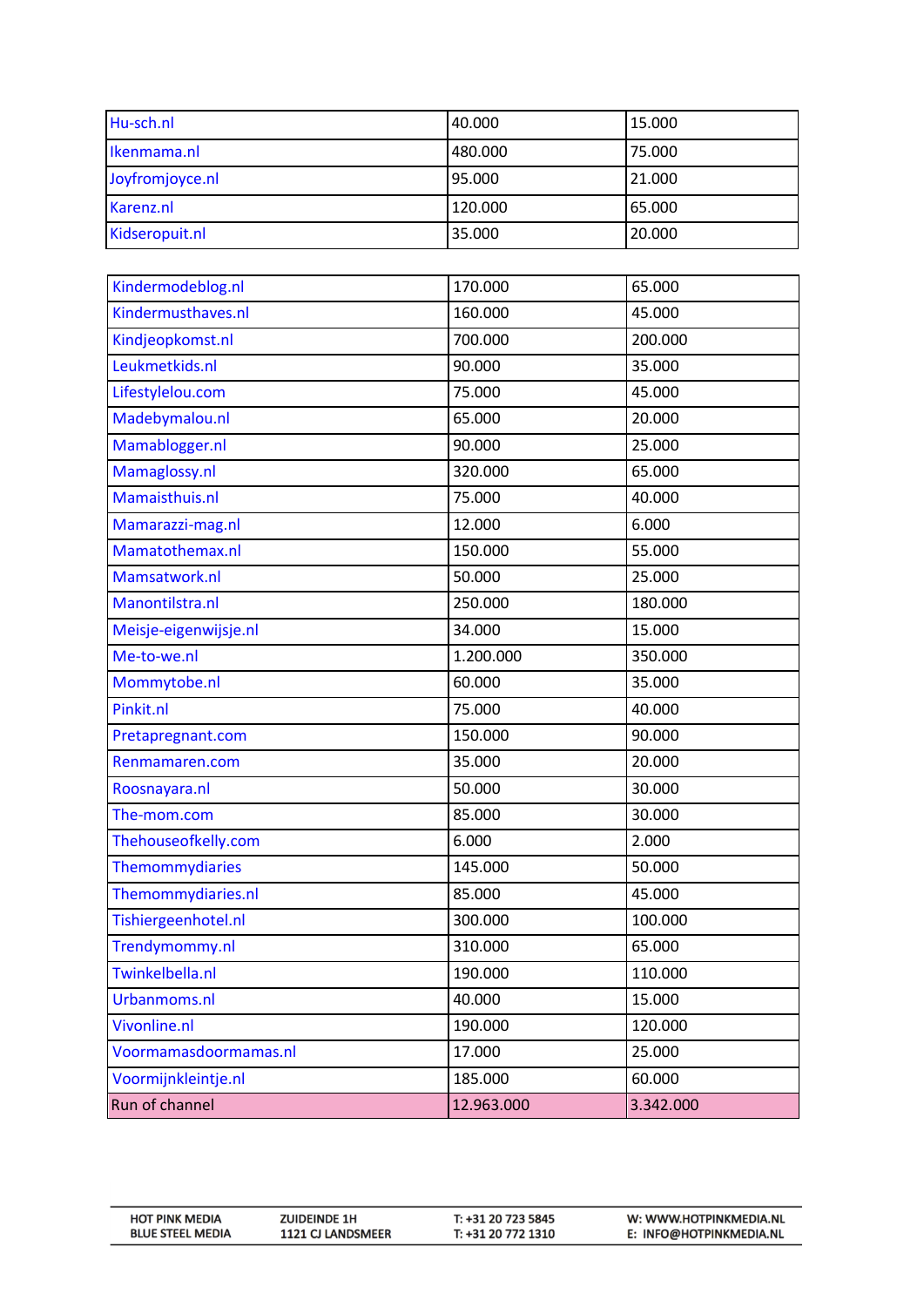| Hu-sch.nl | 40.000 | 15.000 |
|---|---|---|
| Ikenmama.nl | 480.000 | 75.000 |
| Joyfromjoyce.nl | 95.000 | 21.000 |
| Karenz.nl | 120.000 | 65.000 |
| Kidseropuit.nl | 35.000 | 20.000 |

| Kindermodeblog.nl | 170.000 | 65.000 |
|---|---|---|
| Kindermusthaves.nl | 160.000 | 45.000 |
| Kindjeopkomst.nl | 700.000 | 200.000 |
| Leukmetkids.nl | 90.000 | 35.000 |
| Lifestylelou.com | 75.000 | 45.000 |
| Madebymalou.nl | 65.000 | 20.000 |
| Mamablogger.nl | 90.000 | 25.000 |
| Mamaglossy.nl | 320.000 | 65.000 |
| Mamaisthuis.nl | 75.000 | 40.000 |
| Mamarazzi-mag.nl | 12.000 | 6.000 |
| Mamatothemax.nl | 150.000 | 55.000 |
| Mamsatwork.nl | 50.000 | 25.000 |
| Manontilstra.nl | 250.000 | 180.000 |
| Meisje-eigenwijsje.nl | 34.000 | 15.000 |
| Me-to-we.nl | 1.200.000 | 350.000 |
| Mommytobe.nl | 60.000 | 35.000 |
| Pinkit.nl | 75.000 | 40.000 |
| Pretapregnant.com | 150.000 | 90.000 |
| Renmamaren.com | 35.000 | 20.000 |
| Roosnayara.nl | 50.000 | 30.000 |
| The-mom.com | 85.000 | 30.000 |
| Thehouseofkelly.com | 6.000 | 2.000 |
| Themommydiaries | 145.000 | 50.000 |
| Themommydiaries.nl | 85.000 | 45.000 |
| Tishiergeenhotel.nl | 300.000 | 100.000 |
| Trendymommy.nl | 310.000 | 65.000 |
| Twinkelbella.nl | 190.000 | 110.000 |
| Urbanmoms.nl | 40.000 | 15.000 |
| Vivonline.nl | 190.000 | 120.000 |
| Voormamasdoormamas.nl | 17.000 | 25.000 |
| Voormijnkleintje.nl | 185.000 | 60.000 |
| Run of channel | 12.963.000 | 3.342.000 |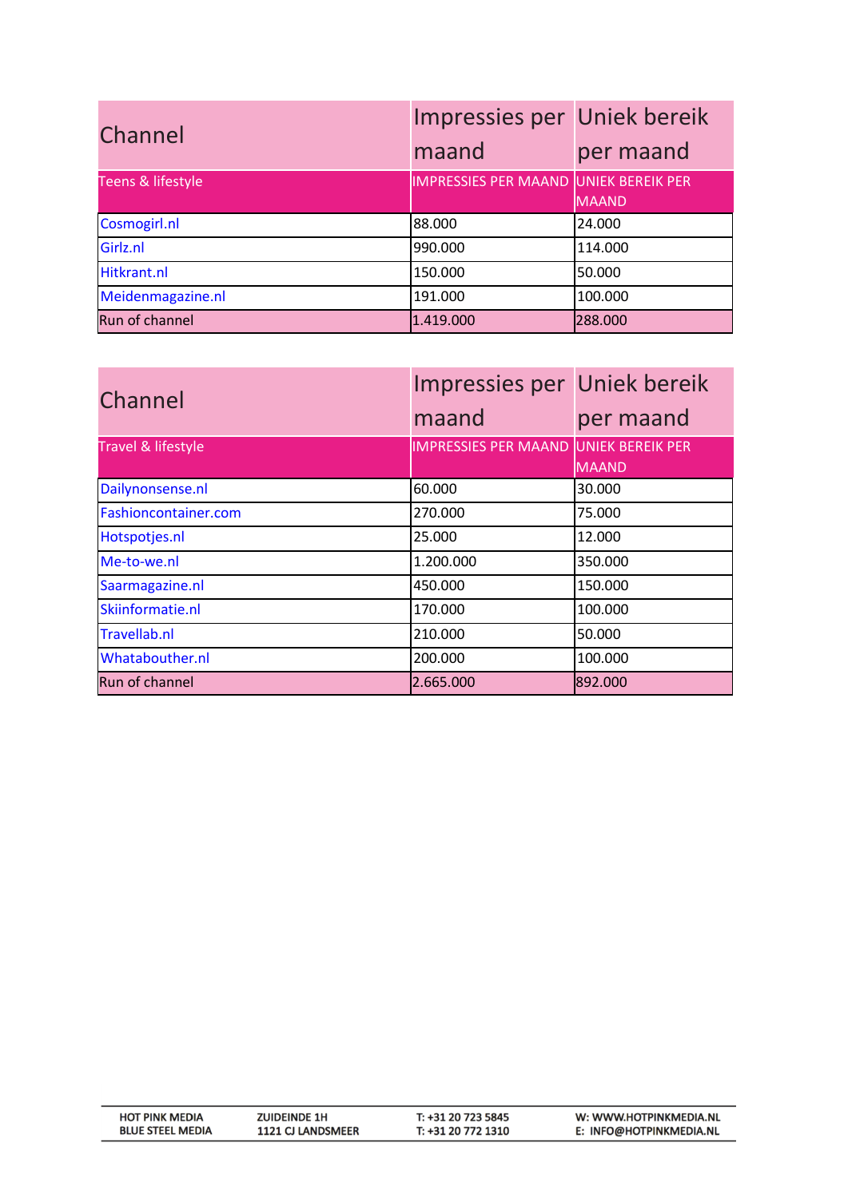| Channel | Impressies per maand | Uniek bereik per maand |
|---|---|---|
| Teens & lifestyle | IMPRESSIES PER MAAND | UNIEK BEREIK PER MAAND |
| Cosmogirl.nl | 88.000 | 24.000 |
| Girlz.nl | 990.000 | 114.000 |
| Hitkrant.nl | 150.000 | 50.000 |
| Meidenmagazine.nl | 191.000 | 100.000 |
| Run of channel | 1.419.000 | 288.000 |

| Channel | Impressies per maand | Uniek bereik per maand |
|---|---|---|
| Travel & lifestyle | IMPRESSIES PER MAAND | UNIEK BEREIK PER MAAND |
| Dailynonsense.nl | 60.000 | 30.000 |
| Fashioncontainer.com | 270.000 | 75.000 |
| Hotspotjes.nl | 25.000 | 12.000 |
| Me-to-we.nl | 1.200.000 | 350.000 |
| Saarmagazine.nl | 450.000 | 150.000 |
| Skiinformatie.nl | 170.000 | 100.000 |
| Travellab.nl | 210.000 | 50.000 |
| Whatabouther.nl | 200.000 | 100.000 |
| Run of channel | 2.665.000 | 892.000 |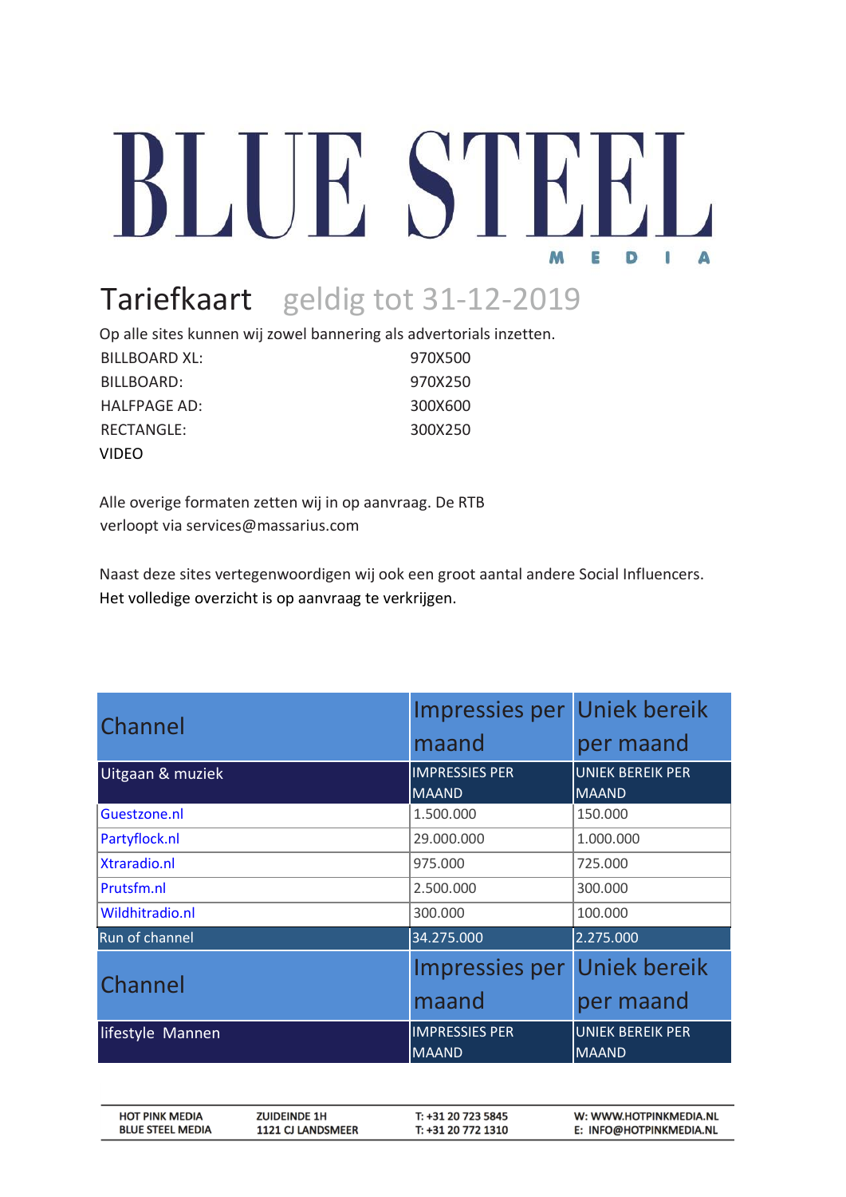# BLUE STEEL MEDIA

## Tariefkaart geldig tot 31-12-2019

Op alle sites kunnen wij zowel bannering als advertorials inzetten.

| | |
|---|---|
| BILLBOARD XL: | 970X500 |
| BILLBOARD: | 970X250 |
| HALFPAGE AD: | 300X600 |
| RECTANGLE: | 300X250 |
| VIDEO | |

Alle overige formaten zetten wij in op aanvraag. De RTB verloopt via services@massarius.com

Naast deze sites vertegenwoordigen wij ook een groot aantal andere Social Influencers. Het volledige overzicht is op aanvraag te verkrijgen.

| Channel | Impressies per maand | Uniek bereik per maand |
|---|---|---|
| Uitgaan & muziek | IMPRESSIES PER MAAND | UNIEK BEREIK PER MAAND |
| Guestzone.nl | 1.500.000 | 150.000 |
| Partyflock.nl | 29.000.000 | 1.000.000 |
| Xtraradio.nl | 975.000 | 725.000 |
| Prutsfm.nl | 2.500.000 | 300.000 |
| Wildhitradio.nl | 300.000 | 100.000 |
| Run of channel | 34.275.000 | 2.275.000 |

| Channel | Impressies per maand | Uniek bereik per maand |
|---|---|---|
| lifestyle Mannen | IMPRESSIES PER MAAND | UNIEK BEREIK PER MAAND |

HOT PINK MEDIA
BLUE STEEL MEDIA
ZUIDEINDE 1H
1121 CJ LANDSMEER
T: +31 20 723 5845
T: +31 20 772 1310
W: WWW.HOTPINKMEDIA.NL
E: INFO@HOTPINKMEDIA.NL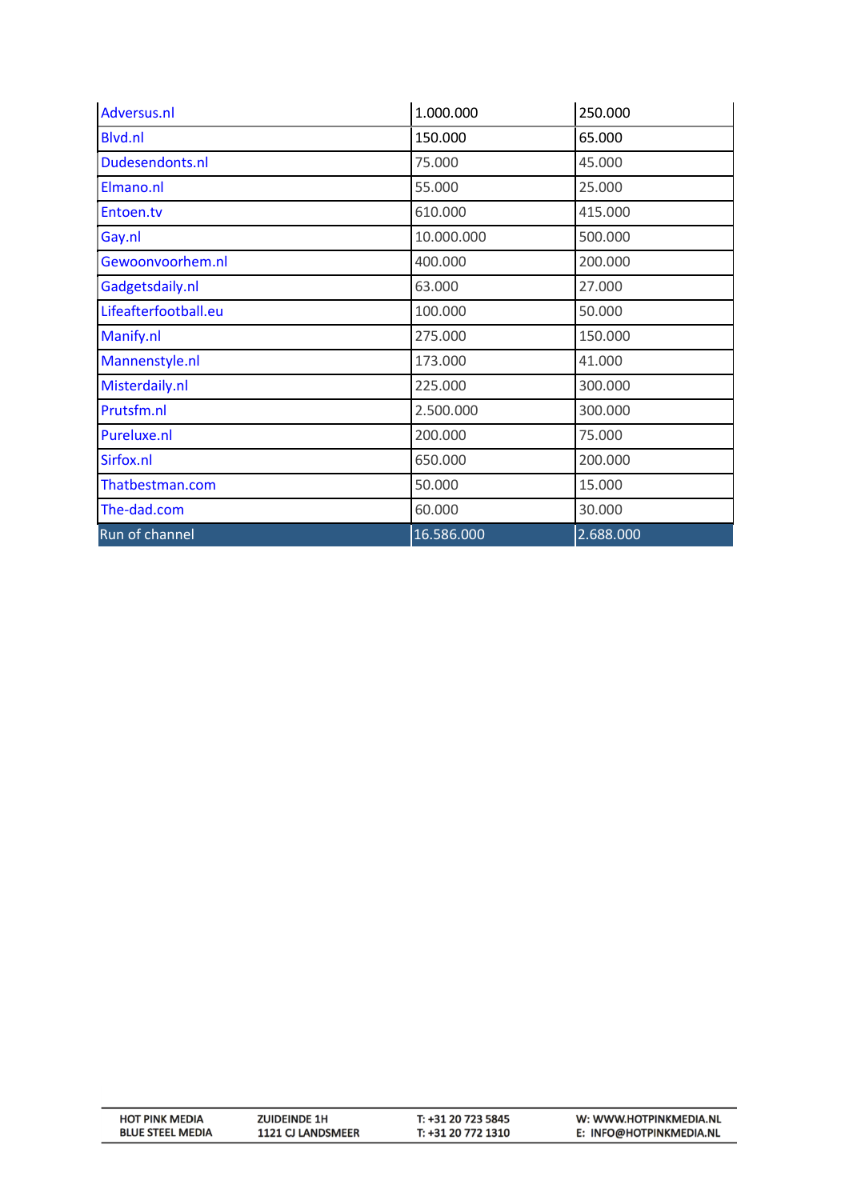| | | |
|---|---|---|
| Adversus.nl | 1.000.000 | 250.000 |
| Blvd.nl | 150.000 | 65.000 |
| Dudesendonts.nl | 75.000 | 45.000 |
| Elmano.nl | 55.000 | 25.000 |
| Entoen.tv | 610.000 | 415.000 |
| Gay.nl | 10.000.000 | 500.000 |
| Gewoonvoorhem.nl | 400.000 | 200.000 |
| Gadgetsdaily.nl | 63.000 | 27.000 |
| Lifeafterfootball.eu | 100.000 | 50.000 |
| Manify.nl | 275.000 | 150.000 |
| Mannenstyle.nl | 173.000 | 41.000 |
| Misterdaily.nl | 225.000 | 300.000 |
| Prutsfm.nl | 2.500.000 | 300.000 |
| Pureluxe.nl | 200.000 | 75.000 |
| Sirfox.nl | 650.000 | 200.000 |
| Thatbestman.com | 50.000 | 15.000 |
| The-dad.com | 60.000 | 30.000 |
| Run of channel | 16.586.000 | 2.688.000 |